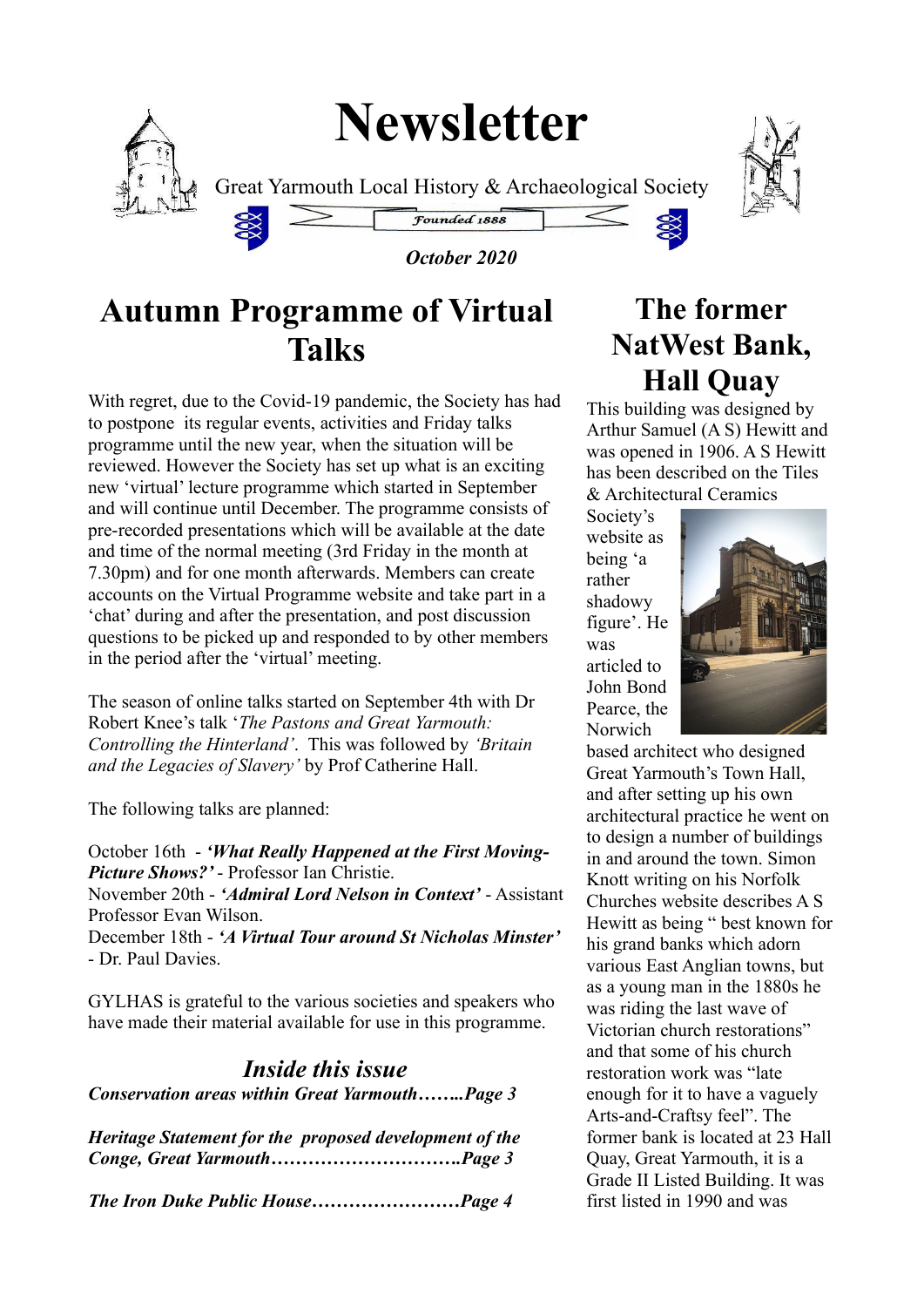# Newsletter

Great Yarmouth Local History & Archaeological Society

Founded 1888

***October 2020***

## Autumn Programme of Virtual Talks

With regret, due to the Covid-19 pandemic, the Society has had to postpone its regular events, activities and Friday talks programme until the new year, when the situation will be reviewed. However the Society has set up what is an exciting new 'virtual' lecture programme which started in September and will continue until December. The programme consists of pre-recorded presentations which will be available at the date and time of the normal meeting (3rd Friday in the month at 7.30pm) and for one month afterwards. Members can create accounts on the Virtual Programme website and take part in a 'chat' during and after the presentation, and post discussion questions to be picked up and responded to by other members in the period after the 'virtual' meeting.

The season of online talks started on September 4th with Dr Robert Knee's talk '*The Pastons and Great Yarmouth: Controlling the Hinterland'*. This was followed by *'Britain and the Legacies of Slavery'* by Prof Catherine Hall.

The following talks are planned:

October 16th - ***'What Really Happened at the First Moving-Picture Shows?'*** - Professor Ian Christie.
November 20th - ***'Admiral Lord Nelson in Context'*** - Assistant Professor Evan Wilson.
December 18th - ***'A Virtual Tour around St Nicholas Minster'*** - Dr. Paul Davies.

GYLHAS is grateful to the various societies and speakers who have made their material available for use in this programme.

### *Inside this issue*

***Conservation areas within Great Yarmouth……..Page 3***

***Heritage Statement for the proposed development of the Conge, Great Yarmouth………………………….Page 3***

***The Iron Duke Public House……………………Page 4***

## The former NatWest Bank, Hall Quay

This building was designed by Arthur Samuel (A S) Hewitt and was opened in 1906. A S Hewitt has been described on the Tiles & Architectural Ceramics Society's website as being 'a rather shadowy figure'. He was articled to John Bond Pearce, the Norwich based architect who designed Great Yarmouth's Town Hall, and after setting up his own architectural practice he went on to design a number of buildings in and around the town. Simon Knott writing on his Norfolk Churches website describes A S Hewitt as being " best known for his grand banks which adorn various East Anglian towns, but as a young man in the 1880s he was riding the last wave of Victorian church restorations" and that some of his church restoration work was "late enough for it to have a vaguely Arts-and-Craftsy feel". The former bank is located at 23 Hall Quay, Great Yarmouth, it is a Grade II Listed Building. It was first listed in 1990 and was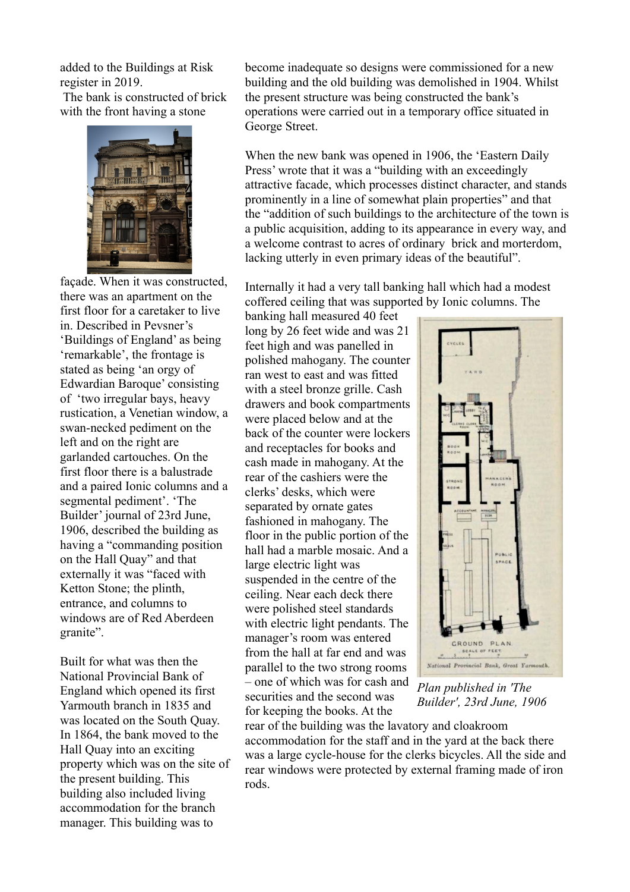added to the Buildings at Risk register in 2019.

The bank is constructed of brick with the front having a stone façade. When it was constructed, there was an apartment on the first floor for a caretaker to live in. Described in Pevsner's 'Buildings of England' as being 'remarkable', the frontage is stated as being 'an orgy of Edwardian Baroque' consisting of 'two irregular bays, heavy rustication, a Venetian window, a swan-necked pediment on the left and on the right are garlanded cartouches. On the first floor there is a balustrade and a paired Ionic columns and a segmental pediment'. 'The Builder' journal of 23rd June, 1906, described the building as having a "commanding position on the Hall Quay" and that externally it was "faced with Ketton Stone; the plinth, entrance, and columns to windows are of Red Aberdeen granite".

Built for what was then the National Provincial Bank of England which opened its first Yarmouth branch in 1835 and was located on the South Quay. In 1864, the bank moved to the Hall Quay into an exciting property which was on the site of the present building. This building also included living accommodation for the branch manager. This building was to become inadequate so designs were commissioned for a new building and the old building was demolished in 1904. Whilst the present structure was being constructed the bank's operations were carried out in a temporary office situated in George Street.

When the new bank was opened in 1906, the 'Eastern Daily Press' wrote that it was a "building with an exceedingly attractive facade, which processes distinct character, and stands prominently in a line of somewhat plain properties" and that the "addition of such buildings to the architecture of the town is a public acquisition, adding to its appearance in every way, and a welcome contrast to acres of ordinary brick and morterdom, lacking utterly in even primary ideas of the beautiful".

Internally it had a very tall banking hall which had a modest coffered ceiling that was supported by Ionic columns. The banking hall measured 40 feet long by 26 feet wide and was 21 feet high and was panelled in polished mahogany. The counter ran west to east and was fitted with a steel bronze grille. Cash drawers and book compartments were placed below and at the back of the counter were lockers and receptacles for books and cash made in mahogany. At the rear of the cashiers were the clerks' desks, which were separated by ornate gates fashioned in mahogany. The floor in the public portion of the hall had a marble mosaic. And a large electric light was suspended in the centre of the ceiling. Near each deck there were polished steel standards with electric light pendants. The manager's room was entered from the hall at far end and was parallel to the two strong rooms – one of which was for cash and securities and the second was for keeping the books. At the rear of the building was the lavatory and cloakroom accommodation for the staff and in the yard at the back there was a large cycle-house for the clerks bicycles. All the side and rear windows were protected by external framing made of iron rods.

*Plan published in 'The Builder', 23rd June, 1906*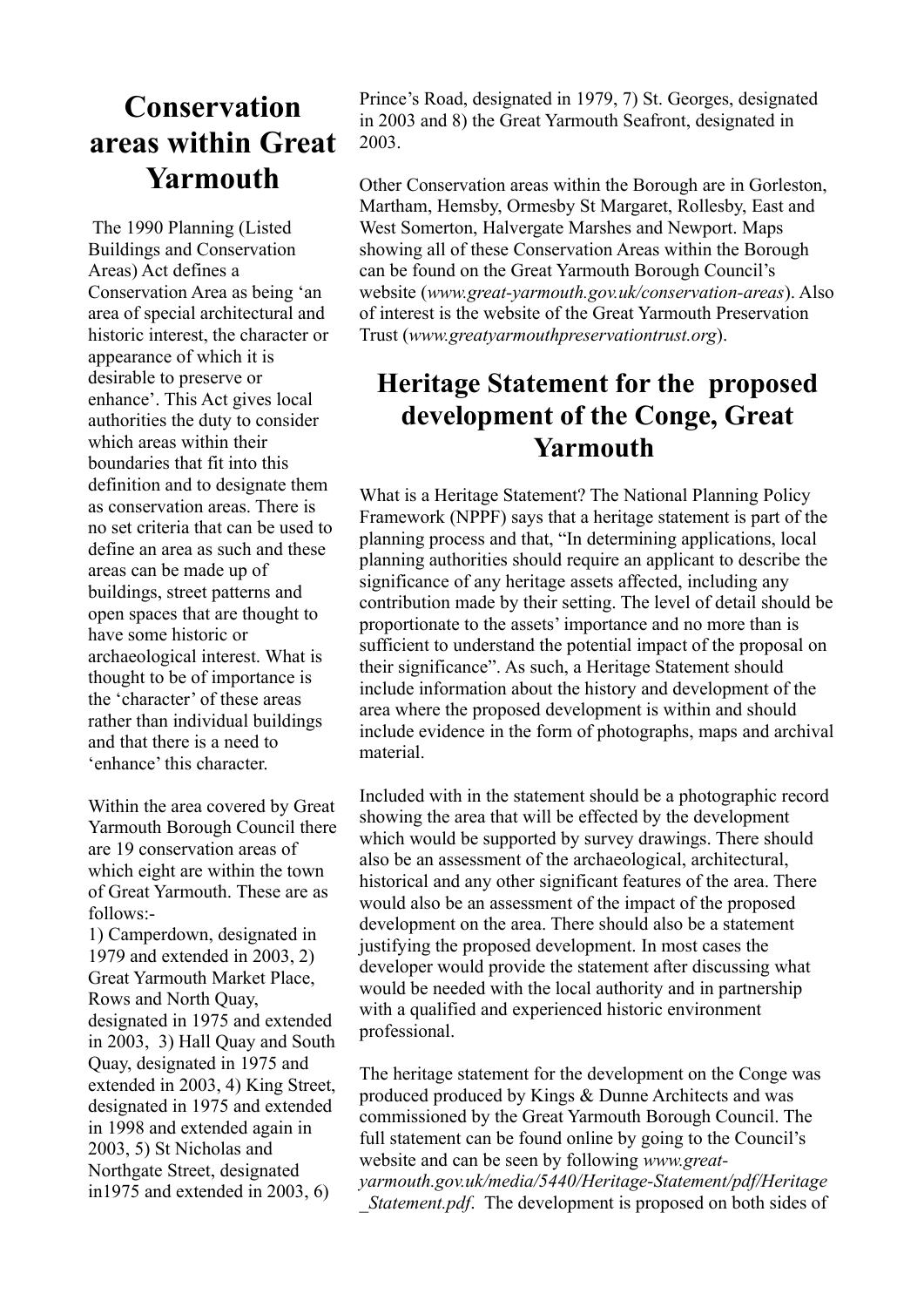# Conservation areas within Great Yarmouth

The 1990 Planning (Listed Buildings and Conservation Areas) Act defines a Conservation Area as being 'an area of special architectural and historic interest, the character or appearance of which it is desirable to preserve or enhance'. This Act gives local authorities the duty to consider which areas within their boundaries that fit into this definition and to designate them as conservation areas. There is no set criteria that can be used to define an area as such and these areas can be made up of buildings, street patterns and open spaces that are thought to have some historic or archaeological interest. What is thought to be of importance is the 'character' of these areas rather than individual buildings and that there is a need to 'enhance' this character.

Within the area covered by Great Yarmouth Borough Council there are 19 conservation areas of which eight are within the town of Great Yarmouth. These are as follows:-
1) Camperdown, designated in 1979 and extended in 2003, 2) Great Yarmouth Market Place, Rows and North Quay, designated in 1975 and extended in 2003, 3) Hall Quay and South Quay, designated in 1975 and extended in 2003, 4) King Street, designated in 1975 and extended in 1998 and extended again in 2003, 5) St Nicholas and Northgate Street, designated in1975 and extended in 2003, 6) Prince's Road, designated in 1979, 7) St. Georges, designated in 2003 and 8) the Great Yarmouth Seafront, designated in 2003.

Other Conservation areas within the Borough are in Gorleston, Martham, Hemsby, Ormesby St Margaret, Rollesby, East and West Somerton, Halvergate Marshes and Newport. Maps showing all of these Conservation Areas within the Borough can be found on the Great Yarmouth Borough Council's website (*www.great-yarmouth.gov.uk/conservation-areas*). Also of interest is the website of the Great Yarmouth Preservation Trust (*www.greatyarmouthpreservationtrust.org*).

## Heritage Statement for the proposed development of the Conge, Great Yarmouth

What is a Heritage Statement? The National Planning Policy Framework (NPPF) says that a heritage statement is part of the planning process and that, "In determining applications, local planning authorities should require an applicant to describe the significance of any heritage assets affected, including any contribution made by their setting. The level of detail should be proportionate to the assets' importance and no more than is sufficient to understand the potential impact of the proposal on their significance". As such, a Heritage Statement should include information about the history and development of the area where the proposed development is within and should include evidence in the form of photographs, maps and archival material.

Included with in the statement should be a photographic record showing the area that will be effected by the development which would be supported by survey drawings. There should also be an assessment of the archaeological, architectural, historical and any other significant features of the area. There would also be an assessment of the impact of the proposed development on the area. There should also be a statement justifying the proposed development. In most cases the developer would provide the statement after discussing what would be needed with the local authority and in partnership with a qualified and experienced historic environment professional.

The heritage statement for the development on the Conge was produced produced by Kings & Dunne Architects and was commissioned by the Great Yarmouth Borough Council. The full statement can be found online by going to the Council's website and can be seen by following *www.great-yarmouth.gov.uk/media/5440/Heritage-Statement/pdf/Heritage_Statement.pdf*. The development is proposed on both sides of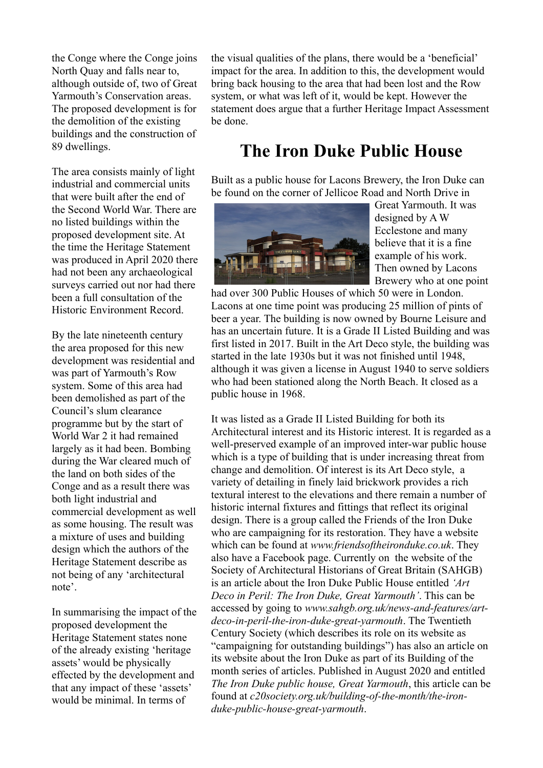the Conge where the Conge joins North Quay and falls near to, although outside of, two of Great Yarmouth's Conservation areas. The proposed development is for the demolition of the existing buildings and the construction of 89 dwellings.

The area consists mainly of light industrial and commercial units that were built after the end of the Second World War. There are no listed buildings within the proposed development site. At the time the Heritage Statement was produced in April 2020 there had not been any archaeological surveys carried out nor had there been a full consultation of the Historic Environment Record.

By the late nineteenth century the area proposed for this new development was residential and was part of Yarmouth's Row system. Some of this area had been demolished as part of the Council's slum clearance programme but by the start of World War 2 it had remained largely as it had been. Bombing during the War cleared much of the land on both sides of the Conge and as a result there was both light industrial and commercial development as well as some housing. The result was a mixture of uses and building design which the authors of the Heritage Statement describe as not being of any 'architectural note'.

In summarising the impact of the proposed development the Heritage Statement states none of the already existing 'heritage assets' would be physically effected by the development and that any impact of these 'assets' would be minimal. In terms of the visual qualities of the plans, there would be a 'beneficial' impact for the area. In addition to this, the development would bring back housing to the area that had been lost and the Row system, or what was left of it, would be kept. However the statement does argue that a further Heritage Impact Assessment be done.

## The Iron Duke Public House

Built as a public house for Lacons Brewery, the Iron Duke can be found on the corner of Jellicoe Road and North Drive in Great Yarmouth. It was designed by A W Ecclestone and many believe that it is a fine example of his work. Then owned by Lacons Brewery who at one point had over 300 Public Houses of which 50 were in London. Lacons at one time point was producing 25 million of pints of beer a year. The building is now owned by Bourne Leisure and has an uncertain future. It is a Grade II Listed Building and was first listed in 2017. Built in the Art Deco style, the building was started in the late 1930s but it was not finished until 1948, although it was given a license in August 1940 to serve soldiers who had been stationed along the North Beach. It closed as a public house in 1968.

It was listed as a Grade II Listed Building for both its Architectural interest and its Historic interest. It is regarded as a well-preserved example of an improved inter-war public house which is a type of building that is under increasing threat from change and demolition. Of interest is its Art Deco style, a variety of detailing in finely laid brickwork provides a rich textural interest to the elevations and there remain a number of historic internal fixtures and fittings that reflect its original design. There is a group called the Friends of the Iron Duke who are campaigning for its restoration. They have a website which can be found at *www.friendsoftheironduke.co.uk*. They also have a Facebook page. Currently on the website of the Society of Architectural Historians of Great Britain (SAHGB) is an article about the Iron Duke Public House entitled *'Art Deco in Peril: The Iron Duke, Great Yarmouth'*. This can be accessed by going to *www.sahgb.org.uk/news-and-features/art-deco-in-peril-the-iron-duke-great-yarmouth*. The Twentieth Century Society (which describes its role on its website as "campaigning for outstanding buildings") has also an article on its website about the Iron Duke as part of its Building of the month series of articles. Published in August 2020 and entitled *The Iron Duke public house, Great Yarmouth*, this article can be found at *c20society.org.uk/building-of-the-month/the-iron-duke-public-house-great-yarmouth*.